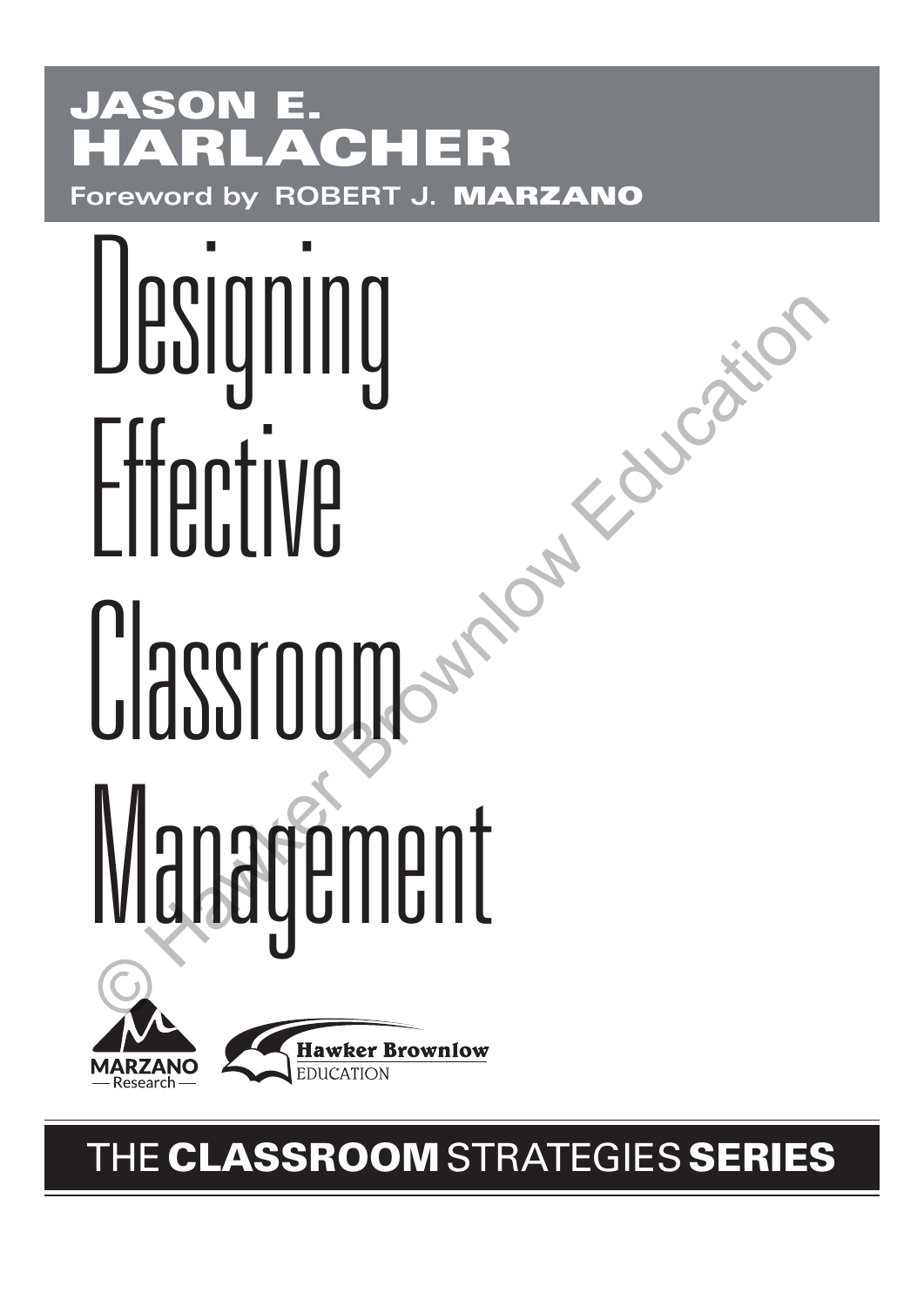**JASON E.**
**HARLACHER**

Foreword by ROBERT J. **MARZANO**

# Designing Effective Classroom Management

MARZANO Research

Hawker Brownlow EDUCATION

THE **CLASSROOM** STRATEGIES **SERIES**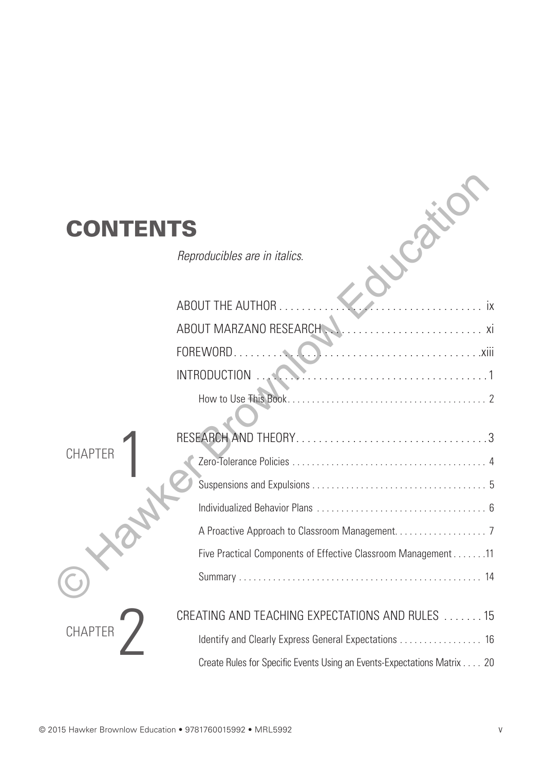# CONTENTS

*Reproducibles are in italics.*

ABOUT THE AUTHOR . . . . . . . . . . . . . . . . . . . . . . . . . . . . . . . . . . . . . . ix

ABOUT MARZANO RESEARCH . . . . . . . . . . . . . . . . . . . . . . . . . . . . . . . . xi

FOREWORD . . . . . . . . . . . . . . . . . . . . . . . . . . . . . . . . . . . . . . . . . . . . xiii

INTRODUCTION . . . . . . . . . . . . . . . . . . . . . . . . . . . . . . . . . . . . . . . . . 1

How to Use This Book . . . . . . . . . . . . . . . . . . . . . . . . . . . . . . . . . . . . . . . . 2

## CHAPTER 1

RESEARCH AND THEORY . . . . . . . . . . . . . . . . . . . . . . . . . . . . . . . . . . . 3

Zero-Tolerance Policies . . . . . . . . . . . . . . . . . . . . . . . . . . . . . . . . . . . . . . . . 4

Suspensions and Expulsions . . . . . . . . . . . . . . . . . . . . . . . . . . . . . . . . . . . . 5

Individualized Behavior Plans . . . . . . . . . . . . . . . . . . . . . . . . . . . . . . . . . . . 6

A Proactive Approach to Classroom Management . . . . . . . . . . . . . . . . . . . 7

Five Practical Components of Effective Classroom Management . . . . . . . 11

Summary . . . . . . . . . . . . . . . . . . . . . . . . . . . . . . . . . . . . . . . . . . . . . . . . . . 14

## CHAPTER 2

CREATING AND TEACHING EXPECTATIONS AND RULES . . . . . . . 15

Identify and Clearly Express General Expectations . . . . . . . . . . . . . . . . . 16

Create Rules for Specific Events Using an Events-Expectations Matrix . . . . 20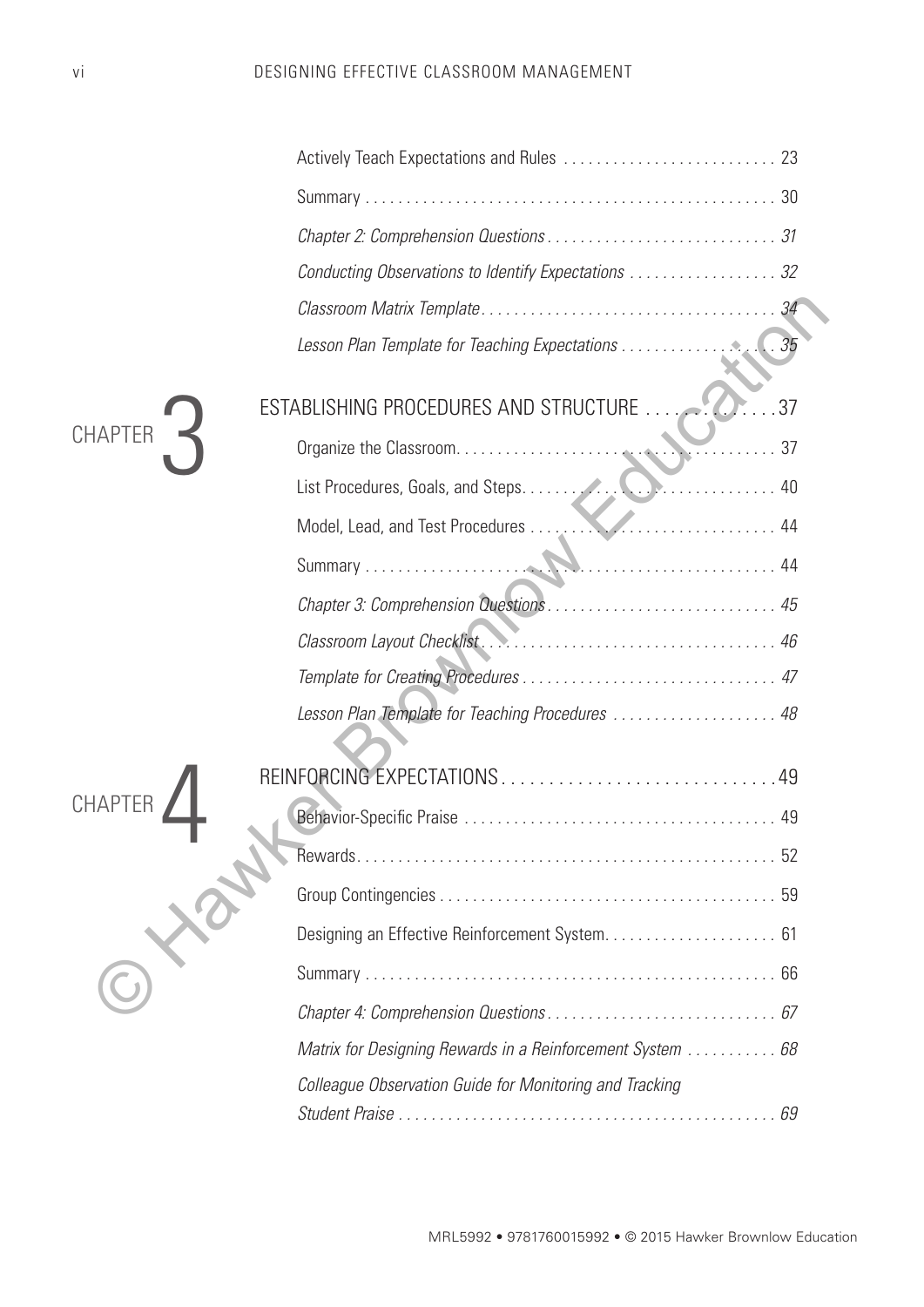Actively Teach Expectations and Rules .......................... 23

Summary .................................................. 30

*Chapter 2: Comprehension Questions* ............................ 31

*Conducting Observations to Identify Expectations* .................. 32

*Classroom Matrix Template* .................................... 34

*Lesson Plan Template for Teaching Expectations* ................... 35

## CHAPTER 3 ESTABLISHING PROCEDURES AND STRUCTURE ..............37

Organize the Classroom........................................ 37

List Procedures, Goals, and Steps............................... 40

Model, Lead, and Test Procedures .............................. 44

Summary .................................................. 44

*Chapter 3: Comprehension Questions* ............................ 45

*Classroom Layout Checklist* .................................... 46

*Template for Creating Procedures* ............................... 47

*Lesson Plan Template for Teaching Procedures* .................... 48

## CHAPTER 4 REINFORCING EXPECTATIONS..............................49

Behavior-Specific Praise ...................................... 49

Rewards................................................... 52

Group Contingencies ......................................... 59

Designing an Effective Reinforcement System..................... 61

Summary .................................................. 66

*Chapter 4: Comprehension Questions* ............................ 67

*Matrix for Designing Rewards in a Reinforcement System* ........... 68

*Colleague Observation Guide for Monitoring and Tracking Student Praise* ............................................. 69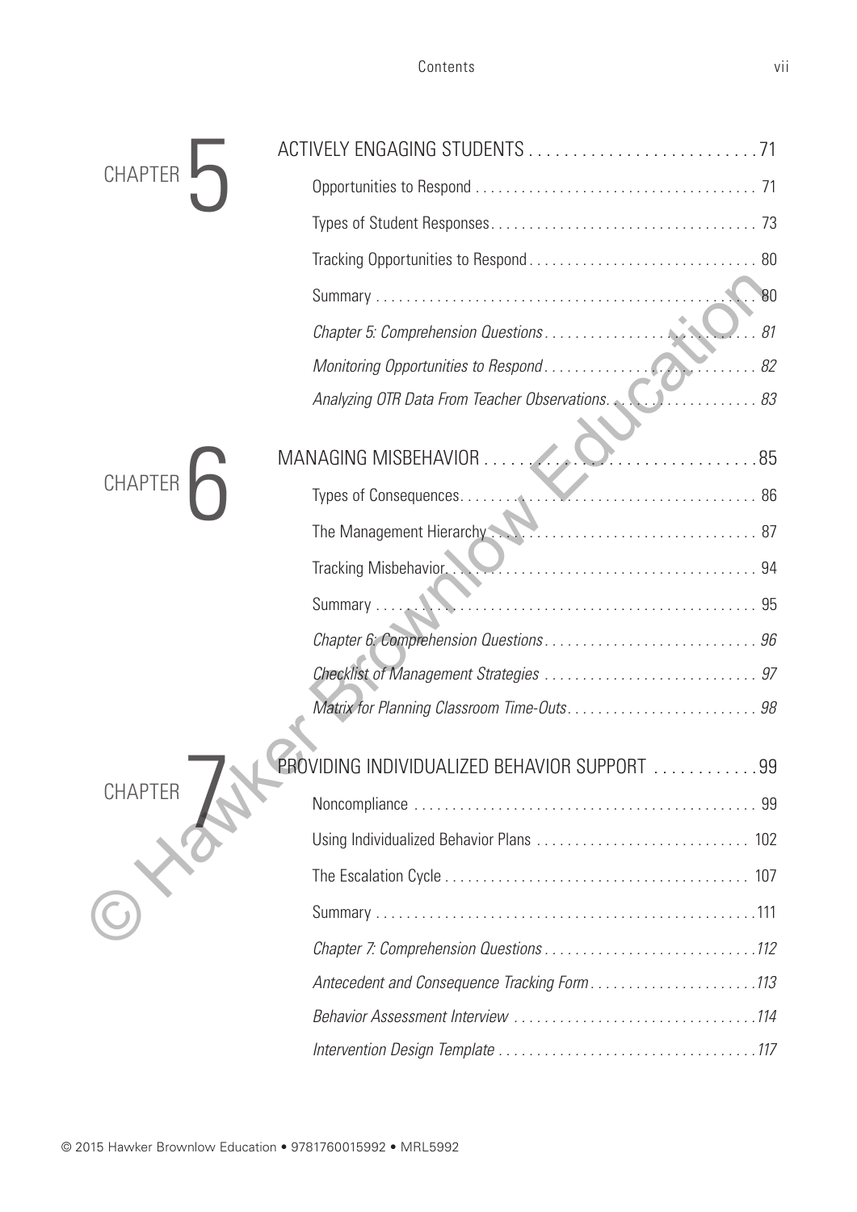## CHAPTER 5

**ACTIVELY ENGAGING STUDENTS** . . . . . . . . . . . . . . . . . . . . . . . . . . 71

Opportunities to Respond . . . . . . . . . . . . . . . . . . . . . . . . . . . . . . . . . . . . 71

Types of Student Responses . . . . . . . . . . . . . . . . . . . . . . . . . . . . . . . . . . 73

Tracking Opportunities to Respond . . . . . . . . . . . . . . . . . . . . . . . . . . . . 80

Summary . . . . . . . . . . . . . . . . . . . . . . . . . . . . . . . . . . . . . . . . . . . . . . . 80

*Chapter 5: Comprehension Questions* . . . . . . . . . . . . . . . . . . . . . . . . . . . *81*

*Monitoring Opportunities to Respond* . . . . . . . . . . . . . . . . . . . . . . . . . . . *82*

*Analyzing OTR Data From Teacher Observations* . . . . . . . . . . . . . . . . . . *83*

## CHAPTER 6

**MANAGING MISBEHAVIOR** . . . . . . . . . . . . . . . . . . . . . . . . . . . . . . . . 85

Types of Consequences . . . . . . . . . . . . . . . . . . . . . . . . . . . . . . . . . . . . . 86

The Management Hierarchy . . . . . . . . . . . . . . . . . . . . . . . . . . . . . . . . . 87

Tracking Misbehavior . . . . . . . . . . . . . . . . . . . . . . . . . . . . . . . . . . . . . . 94

Summary . . . . . . . . . . . . . . . . . . . . . . . . . . . . . . . . . . . . . . . . . . . . . . . 95

*Chapter 6: Comprehension Questions* . . . . . . . . . . . . . . . . . . . . . . . . . . . *96*

*Checklist of Management Strategies* . . . . . . . . . . . . . . . . . . . . . . . . . . . *97*

*Matrix for Planning Classroom Time-Outs* . . . . . . . . . . . . . . . . . . . . . . . *98*

## CHAPTER 7

**PROVIDING INDIVIDUALIZED BEHAVIOR SUPPORT** . . . . . . . . . . . . 99

Noncompliance . . . . . . . . . . . . . . . . . . . . . . . . . . . . . . . . . . . . . . . . . . . 99

Using Individualized Behavior Plans . . . . . . . . . . . . . . . . . . . . . . . . . . . 102

The Escalation Cycle . . . . . . . . . . . . . . . . . . . . . . . . . . . . . . . . . . . . . . 107

Summary . . . . . . . . . . . . . . . . . . . . . . . . . . . . . . . . . . . . . . . . . . . . . . . 111

*Chapter 7: Comprehension Questions* . . . . . . . . . . . . . . . . . . . . . . . . . . . *112*

*Antecedent and Consequence Tracking Form* . . . . . . . . . . . . . . . . . . . . . *113*

*Behavior Assessment Interview* . . . . . . . . . . . . . . . . . . . . . . . . . . . . . . . *114*

*Intervention Design Template* . . . . . . . . . . . . . . . . . . . . . . . . . . . . . . . . *117*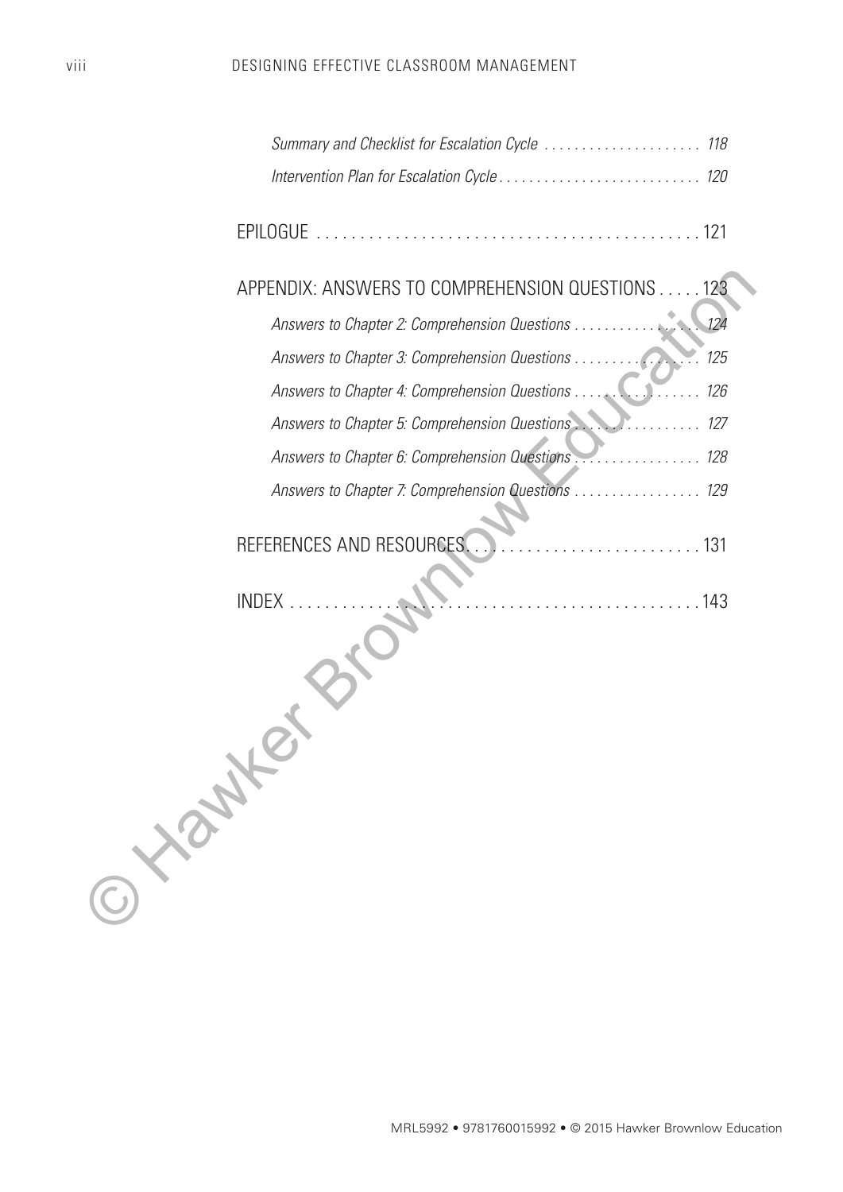*Summary and Checklist for Escalation Cycle* . . . . . . . . . . . . . . . . . . . . . 118

*Intervention Plan for Escalation Cycle* . . . . . . . . . . . . . . . . . . . . . . . . . . . 120

EPILOGUE . . . . . . . . . . . . . . . . . . . . . . . . . . . . . . . . . . . . . . . . . . . . . 121

APPENDIX: ANSWERS TO COMPREHENSION QUESTIONS . . . . . 123

*Answers to Chapter 2: Comprehension Questions* . . . . . . . . . . . . . . . . . 124

*Answers to Chapter 3: Comprehension Questions* . . . . . . . . . . . . . . . . . 125

*Answers to Chapter 4: Comprehension Questions* . . . . . . . . . . . . . . . . . 126

*Answers to Chapter 5: Comprehension Questions* . . . . . . . . . . . . . . . . . 127

*Answers to Chapter 6: Comprehension Questions* . . . . . . . . . . . . . . . . . 128

*Answers to Chapter 7: Comprehension Questions* . . . . . . . . . . . . . . . . . 129

REFERENCES AND RESOURCES . . . . . . . . . . . . . . . . . . . . . . . . . . 131

INDEX . . . . . . . . . . . . . . . . . . . . . . . . . . . . . . . . . . . . . . . . . . . . . . . 143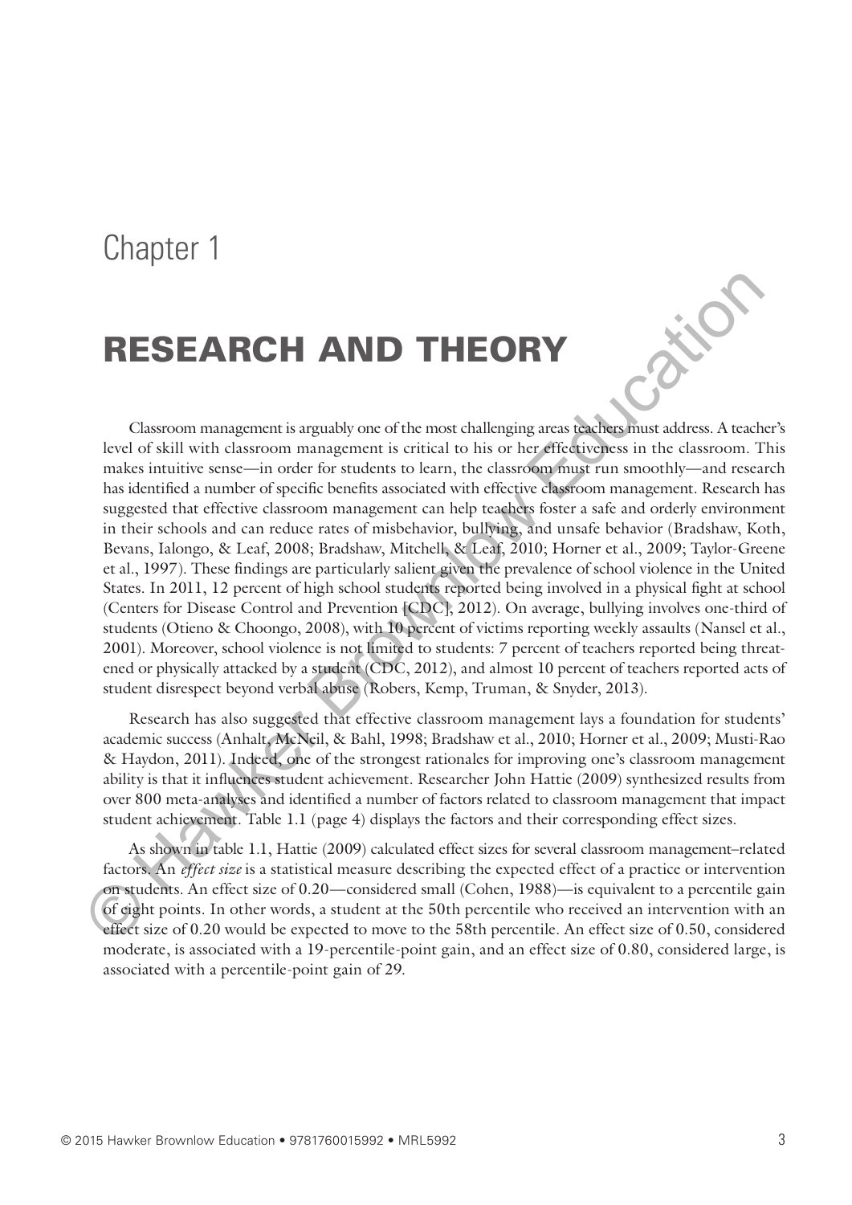# Chapter 1

## RESEARCH AND THEORY

Classroom management is arguably one of the most challenging areas teachers must address. A teacher's level of skill with classroom management is critical to his or her effectiveness in the classroom. This makes intuitive sense—in order for students to learn, the classroom must run smoothly—and research has identified a number of specific benefits associated with effective classroom management. Research has suggested that effective classroom management can help teachers foster a safe and orderly environment in their schools and can reduce rates of misbehavior, bullying, and unsafe behavior (Bradshaw, Koth, Bevans, Ialongo, & Leaf, 2008; Bradshaw, Mitchell, & Leaf, 2010; Horner et al., 2009; Taylor-Greene et al., 1997). These findings are particularly salient given the prevalence of school violence in the United States. In 2011, 12 percent of high school students reported being involved in a physical fight at school (Centers for Disease Control and Prevention [CDC], 2012). On average, bullying involves one-third of students (Otieno & Choongo, 2008), with 10 percent of victims reporting weekly assaults (Nansel et al., 2001). Moreover, school violence is not limited to students: 7 percent of teachers reported being threatened or physically attacked by a student (CDC, 2012), and almost 10 percent of teachers reported acts of student disrespect beyond verbal abuse (Robers, Kemp, Truman, & Snyder, 2013).

Research has also suggested that effective classroom management lays a foundation for students' academic success (Anhalt, McNeil, & Bahl, 1998; Bradshaw et al., 2010; Horner et al., 2009; Musti-Rao & Haydon, 2011). Indeed, one of the strongest rationales for improving one's classroom management ability is that it influences student achievement. Researcher John Hattie (2009) synthesized results from over 800 meta-analyses and identified a number of factors related to classroom management that impact student achievement. Table 1.1 (page 4) displays the factors and their corresponding effect sizes.

As shown in table 1.1, Hattie (2009) calculated effect sizes for several classroom management–related factors. An *effect size* is a statistical measure describing the expected effect of a practice or intervention on students. An effect size of 0.20—considered small (Cohen, 1988)—is equivalent to a percentile gain of eight points. In other words, a student at the 50th percentile who received an intervention with an effect size of 0.20 would be expected to move to the 58th percentile. An effect size of 0.50, considered moderate, is associated with a 19-percentile-point gain, and an effect size of 0.80, considered large, is associated with a percentile-point gain of 29.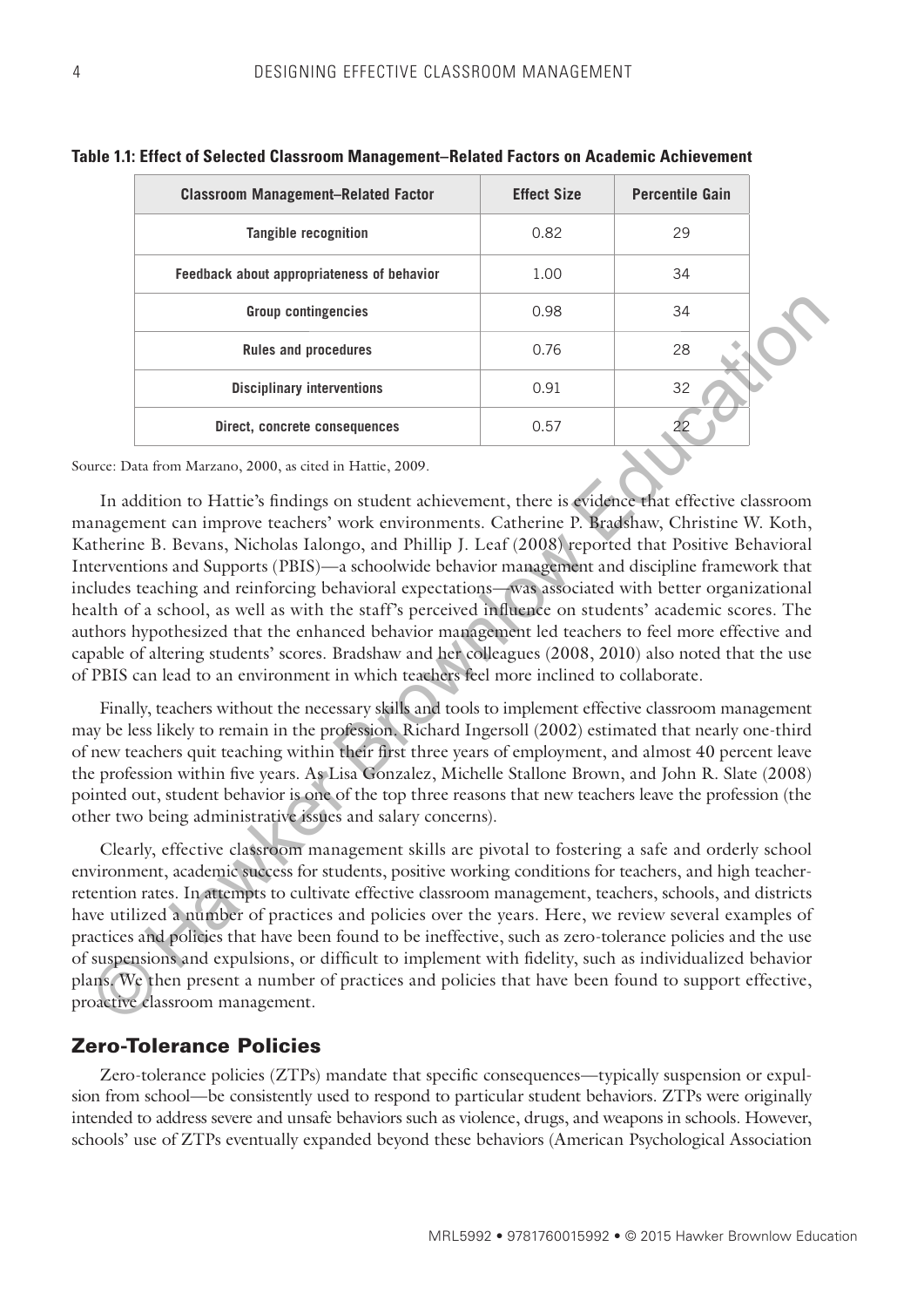**Table 1.1: Effect of Selected Classroom Management–Related Factors on Academic Achievement**

| Classroom Management–Related Factor | Effect Size | Percentile Gain |
|---|---|---|
| Tangible recognition | 0.82 | 29 |
| Feedback about appropriateness of behavior | 1.00 | 34 |
| Group contingencies | 0.98 | 34 |
| Rules and procedures | 0.76 | 28 |
| Disciplinary interventions | 0.91 | 32 |
| Direct, concrete consequences | 0.57 | 22 |

Source: Data from Marzano, 2000, as cited in Hattie, 2009.

In addition to Hattie's findings on student achievement, there is evidence that effective classroom management can improve teachers' work environments. Catherine P. Bradshaw, Christine W. Koth, Katherine B. Bevans, Nicholas Ialongo, and Phillip J. Leaf (2008) reported that Positive Behavioral Interventions and Supports (PBIS)—a schoolwide behavior management and discipline framework that includes teaching and reinforcing behavioral expectations—was associated with better organizational health of a school, as well as with the staff's perceived influence on students' academic scores. The authors hypothesized that the enhanced behavior management led teachers to feel more effective and capable of altering students' scores. Bradshaw and her colleagues (2008, 2010) also noted that the use of PBIS can lead to an environment in which teachers feel more inclined to collaborate.

Finally, teachers without the necessary skills and tools to implement effective classroom management may be less likely to remain in the profession. Richard Ingersoll (2002) estimated that nearly one-third of new teachers quit teaching within their first three years of employment, and almost 40 percent leave the profession within five years. As Lisa Gonzalez, Michelle Stallone Brown, and John R. Slate (2008) pointed out, student behavior is one of the top three reasons that new teachers leave the profession (the other two being administrative issues and salary concerns).

Clearly, effective classroom management skills are pivotal to fostering a safe and orderly school environment, academic success for students, positive working conditions for teachers, and high teacher-retention rates. In attempts to cultivate effective classroom management, teachers, schools, and districts have utilized a number of practices and policies over the years. Here, we review several examples of practices and policies that have been found to be ineffective, such as zero-tolerance policies and the use of suspensions and expulsions, or difficult to implement with fidelity, such as individualized behavior plans. We then present a number of practices and policies that have been found to support effective, proactive classroom management.

## Zero-Tolerance Policies

Zero-tolerance policies (ZTPs) mandate that specific consequences—typically suspension or expulsion from school—be consistently used to respond to particular student behaviors. ZTPs were originally intended to address severe and unsafe behaviors such as violence, drugs, and weapons in schools. However, schools' use of ZTPs eventually expanded beyond these behaviors (American Psychological Association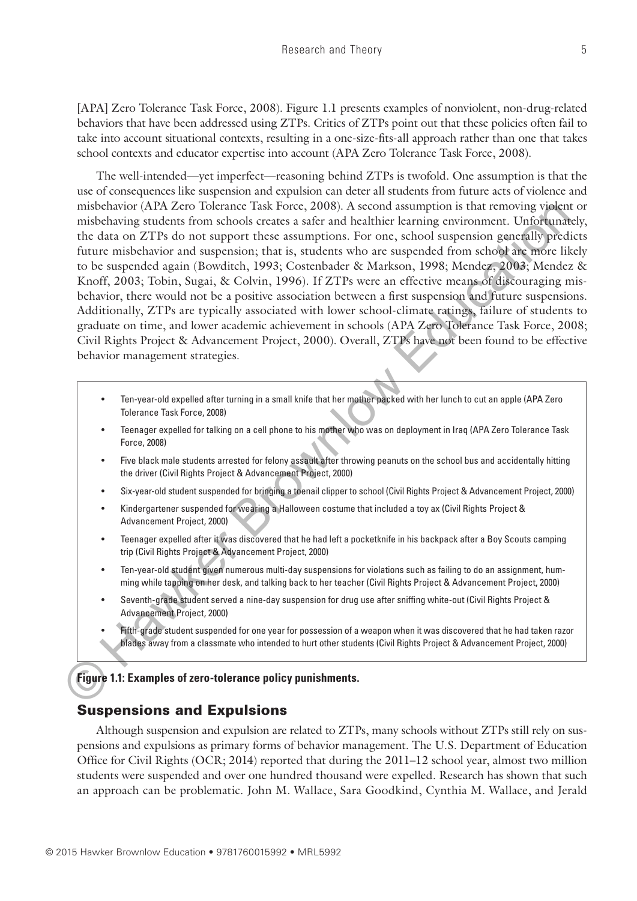[APA] Zero Tolerance Task Force, 2008). Figure 1.1 presents examples of nonviolent, non-drug-related behaviors that have been addressed using ZTPs. Critics of ZTPs point out that these policies often fail to take into account situational contexts, resulting in a one-size-fits-all approach rather than one that takes school contexts and educator expertise into account (APA Zero Tolerance Task Force, 2008).

The well-intended—yet imperfect—reasoning behind ZTPs is twofold. One assumption is that the use of consequences like suspension and expulsion can deter all students from future acts of violence and misbehavior (APA Zero Tolerance Task Force, 2008). A second assumption is that removing violent or misbehaving students from schools creates a safer and healthier learning environment. Unfortunately, the data on ZTPs do not support these assumptions. For one, school suspension generally predicts future misbehavior and suspension; that is, students who are suspended from school are more likely to be suspended again (Bowditch, 1993; Costenbader & Markson, 1998; Mendez, 2003; Mendez & Knoff, 2003; Tobin, Sugai, & Colvin, 1996). If ZTPs were an effective means of discouraging misbehavior, there would not be a positive association between a first suspension and future suspensions. Additionally, ZTPs are typically associated with lower school-climate ratings, failure of students to graduate on time, and lower academic achievement in schools (APA Zero Tolerance Task Force, 2008; Civil Rights Project & Advancement Project, 2000). Overall, ZTPs have not been found to be effective behavior management strategies.

- Ten-year-old expelled after turning in a small knife that her mother packed with her lunch to cut an apple (APA Zero Tolerance Task Force, 2008)
- Teenager expelled for talking on a cell phone to his mother who was on deployment in Iraq (APA Zero Tolerance Task Force, 2008)
- Five black male students arrested for felony assault after throwing peanuts on the school bus and accidentally hitting the driver (Civil Rights Project & Advancement Project, 2000)
- Six-year-old student suspended for bringing a toenail clipper to school (Civil Rights Project & Advancement Project, 2000)
- Kindergartener suspended for wearing a Halloween costume that included a toy ax (Civil Rights Project & Advancement Project, 2000)
- Teenager expelled after it was discovered that he had left a pocketknife in his backpack after a Boy Scouts camping trip (Civil Rights Project & Advancement Project, 2000)
- Ten-year-old student given numerous multi-day suspensions for violations such as failing to do an assignment, humming while tapping on her desk, and talking back to her teacher (Civil Rights Project & Advancement Project, 2000)
- Seventh-grade student served a nine-day suspension for drug use after sniffing white-out (Civil Rights Project & Advancement Project, 2000)
- Fifth-grade student suspended for one year for possession of a weapon when it was discovered that he had taken razor blades away from a classmate who intended to hurt other students (Civil Rights Project & Advancement Project, 2000)

**Figure 1.1: Examples of zero-tolerance policy punishments.**

## Suspensions and Expulsions

Although suspension and expulsion are related to ZTPs, many schools without ZTPs still rely on suspensions and expulsions as primary forms of behavior management. The U.S. Department of Education Office for Civil Rights (OCR; 2014) reported that during the 2011–12 school year, almost two million students were suspended and over one hundred thousand were expelled. Research has shown that such an approach can be problematic. John M. Wallace, Sara Goodkind, Cynthia M. Wallace, and Jerald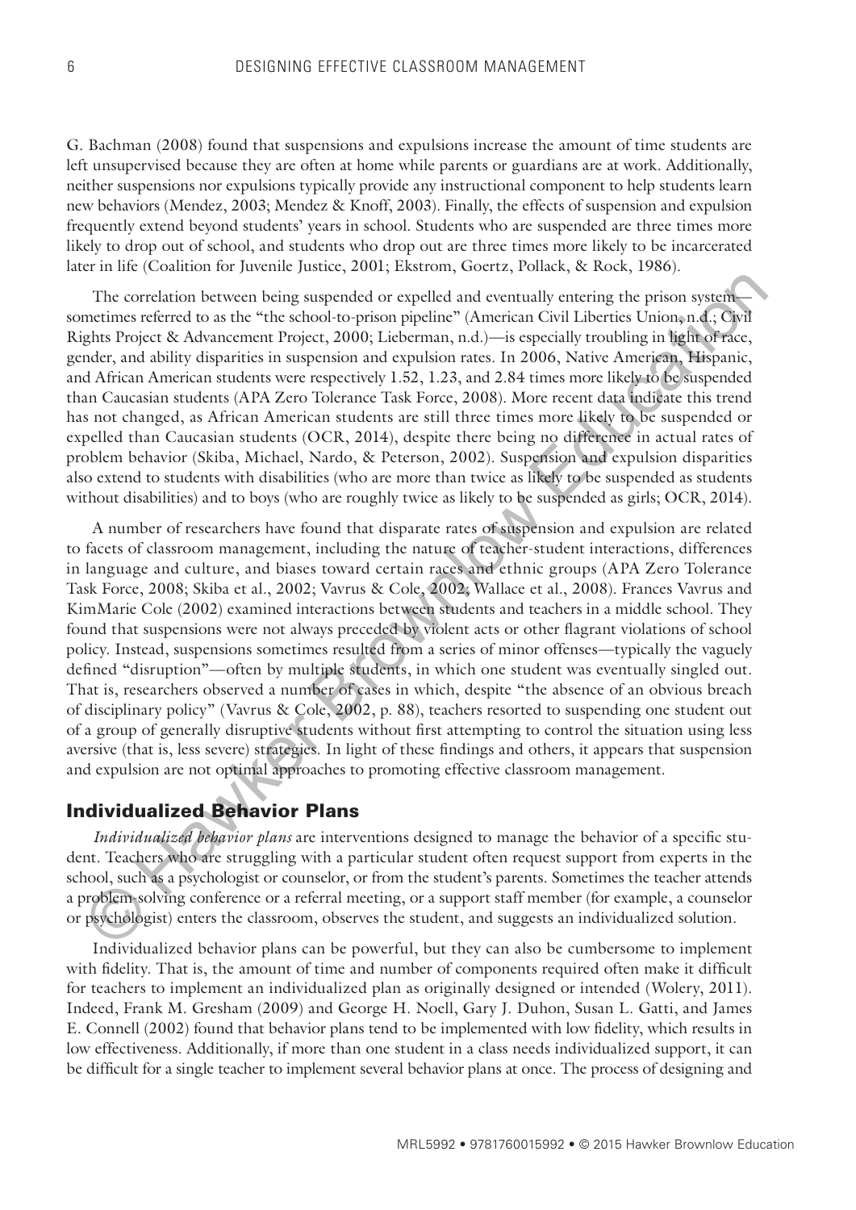G. Bachman (2008) found that suspensions and expulsions increase the amount of time students are left unsupervised because they are often at home while parents or guardians are at work. Additionally, neither suspensions nor expulsions typically provide any instructional component to help students learn new behaviors (Mendez, 2003; Mendez & Knoff, 2003). Finally, the effects of suspension and expulsion frequently extend beyond students' years in school. Students who are suspended are three times more likely to drop out of school, and students who drop out are three times more likely to be incarcerated later in life (Coalition for Juvenile Justice, 2001; Ekstrom, Goertz, Pollack, & Rock, 1986).

The correlation between being suspended or expelled and eventually entering the prison system—sometimes referred to as the "the school-to-prison pipeline" (American Civil Liberties Union, n.d.; Civil Rights Project & Advancement Project, 2000; Lieberman, n.d.)—is especially troubling in light of race, gender, and ability disparities in suspension and expulsion rates. In 2006, Native American, Hispanic, and African American students were respectively 1.52, 1.23, and 2.84 times more likely to be suspended than Caucasian students (APA Zero Tolerance Task Force, 2008). More recent data indicate this trend has not changed, as African American students are still three times more likely to be suspended or expelled than Caucasian students (OCR, 2014), despite there being no difference in actual rates of problem behavior (Skiba, Michael, Nardo, & Peterson, 2002). Suspension and expulsion disparities also extend to students with disabilities (who are more than twice as likely to be suspended as students without disabilities) and to boys (who are roughly twice as likely to be suspended as girls; OCR, 2014).

A number of researchers have found that disparate rates of suspension and expulsion are related to facets of classroom management, including the nature of teacher-student interactions, differences in language and culture, and biases toward certain races and ethnic groups (APA Zero Tolerance Task Force, 2008; Skiba et al., 2002; Vavrus & Cole, 2002; Wallace et al., 2008). Frances Vavrus and KimMarie Cole (2002) examined interactions between students and teachers in a middle school. They found that suspensions were not always preceded by violent acts or other flagrant violations of school policy. Instead, suspensions sometimes resulted from a series of minor offenses—typically the vaguely defined "disruption"—often by multiple students, in which one student was eventually singled out. That is, researchers observed a number of cases in which, despite "the absence of an obvious breach of disciplinary policy" (Vavrus & Cole, 2002, p. 88), teachers resorted to suspending one student out of a group of generally disruptive students without first attempting to control the situation using less aversive (that is, less severe) strategies. In light of these findings and others, it appears that suspension and expulsion are not optimal approaches to promoting effective classroom management.

## Individualized Behavior Plans

*Individualized behavior plans* are interventions designed to manage the behavior of a specific student. Teachers who are struggling with a particular student often request support from experts in the school, such as a psychologist or counselor, or from the student's parents. Sometimes the teacher attends a problem-solving conference or a referral meeting, or a support staff member (for example, a counselor or psychologist) enters the classroom, observes the student, and suggests an individualized solution.

Individualized behavior plans can be powerful, but they can also be cumbersome to implement with fidelity. That is, the amount of time and number of components required often make it difficult for teachers to implement an individualized plan as originally designed or intended (Wolery, 2011). Indeed, Frank M. Gresham (2009) and George H. Noell, Gary J. Duhon, Susan L. Gatti, and James E. Connell (2002) found that behavior plans tend to be implemented with low fidelity, which results in low effectiveness. Additionally, if more than one student in a class needs individualized support, it can be difficult for a single teacher to implement several behavior plans at once. The process of designing and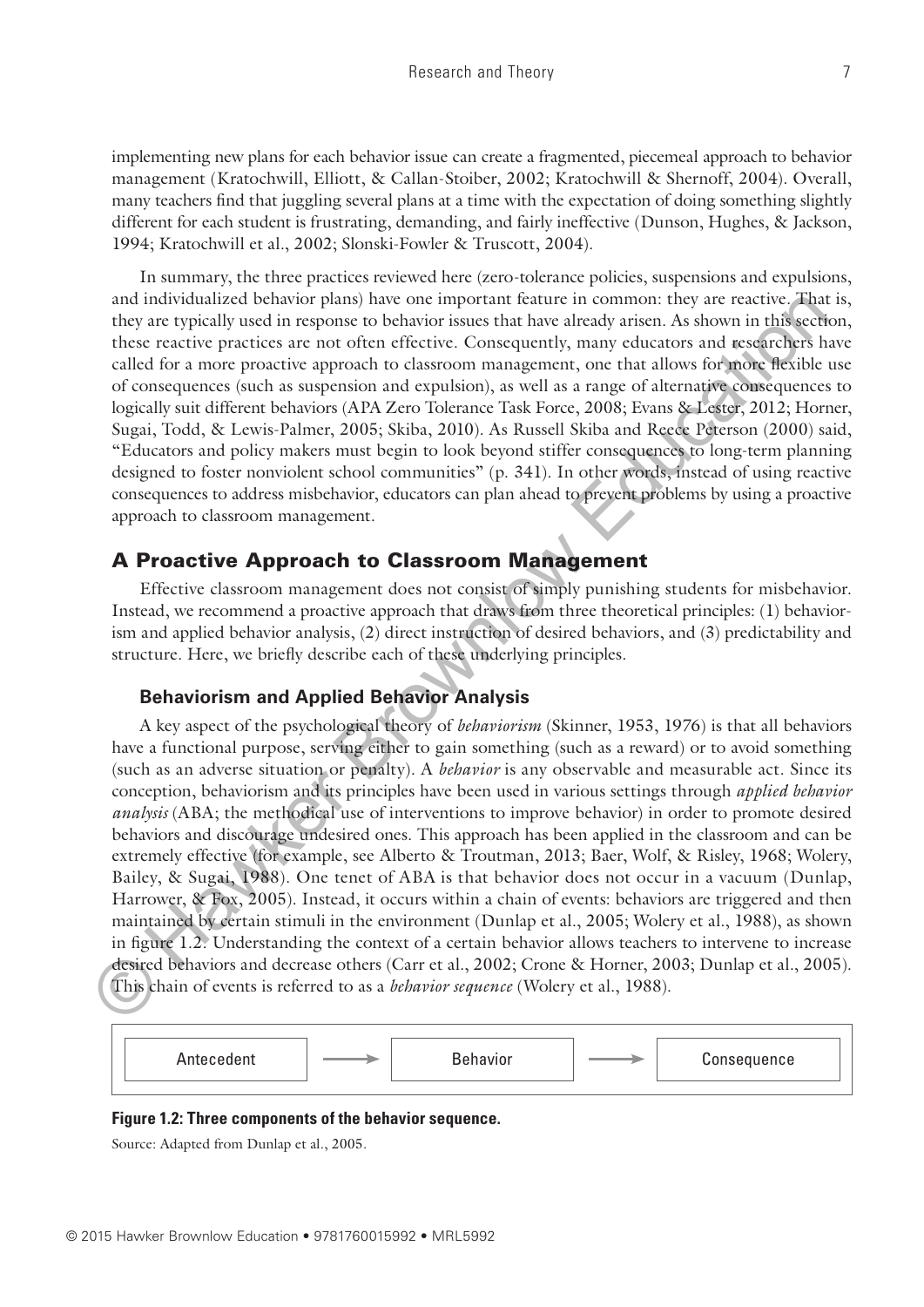implementing new plans for each behavior issue can create a fragmented, piecemeal approach to behavior management (Kratochwill, Elliott, & Callan-Stoiber, 2002; Kratochwill & Shernoff, 2004). Overall, many teachers find that juggling several plans at a time with the expectation of doing something slightly different for each student is frustrating, demanding, and fairly ineffective (Dunson, Hughes, & Jackson, 1994; Kratochwill et al., 2002; Slonski-Fowler & Truscott, 2004).

In summary, the three practices reviewed here (zero-tolerance policies, suspensions and expulsions, and individualized behavior plans) have one important feature in common: they are reactive. That is, they are typically used in response to behavior issues that have already arisen. As shown in this section, these reactive practices are not often effective. Consequently, many educators and researchers have called for a more proactive approach to classroom management, one that allows for more flexible use of consequences (such as suspension and expulsion), as well as a range of alternative consequences to logically suit different behaviors (APA Zero Tolerance Task Force, 2008; Evans & Lester, 2012; Horner, Sugai, Todd, & Lewis-Palmer, 2005; Skiba, 2010). As Russell Skiba and Reece Peterson (2000) said, "Educators and policy makers must begin to look beyond stiffer consequences to long-term planning designed to foster nonviolent school communities" (p. 341). In other words, instead of using reactive consequences to address misbehavior, educators can plan ahead to prevent problems by using a proactive approach to classroom management.

## A Proactive Approach to Classroom Management

Effective classroom management does not consist of simply punishing students for misbehavior. Instead, we recommend a proactive approach that draws from three theoretical principles: (1) behaviorism and applied behavior analysis, (2) direct instruction of desired behaviors, and (3) predictability and structure. Here, we briefly describe each of these underlying principles.

### Behaviorism and Applied Behavior Analysis

A key aspect of the psychological theory of *behaviorism* (Skinner, 1953, 1976) is that all behaviors have a functional purpose, serving either to gain something (such as a reward) or to avoid something (such as an adverse situation or penalty). A *behavior* is any observable and measurable act. Since its conception, behaviorism and its principles have been used in various settings through *applied behavior analysis* (ABA; the methodical use of interventions to improve behavior) in order to promote desired behaviors and discourage undesired ones. This approach has been applied in the classroom and can be extremely effective (for example, see Alberto & Troutman, 2013; Baer, Wolf, & Risley, 1968; Wolery, Bailey, & Sugai, 1988). One tenet of ABA is that behavior does not occur in a vacuum (Dunlap, Harrower, & Fox, 2005). Instead, it occurs within a chain of events: behaviors are triggered and then maintained by certain stimuli in the environment (Dunlap et al., 2005; Wolery et al., 1988), as shown in figure 1.2. Understanding the context of a certain behavior allows teachers to intervene to increase desired behaviors and decrease others (Carr et al., 2002; Crone & Horner, 2003; Dunlap et al., 2005). This chain of events is referred to as a *behavior sequence* (Wolery et al., 1988).

Antecedent → Behavior → Consequence

**Figure 1.2: Three components of the behavior sequence.**

Source: Adapted from Dunlap et al., 2005.